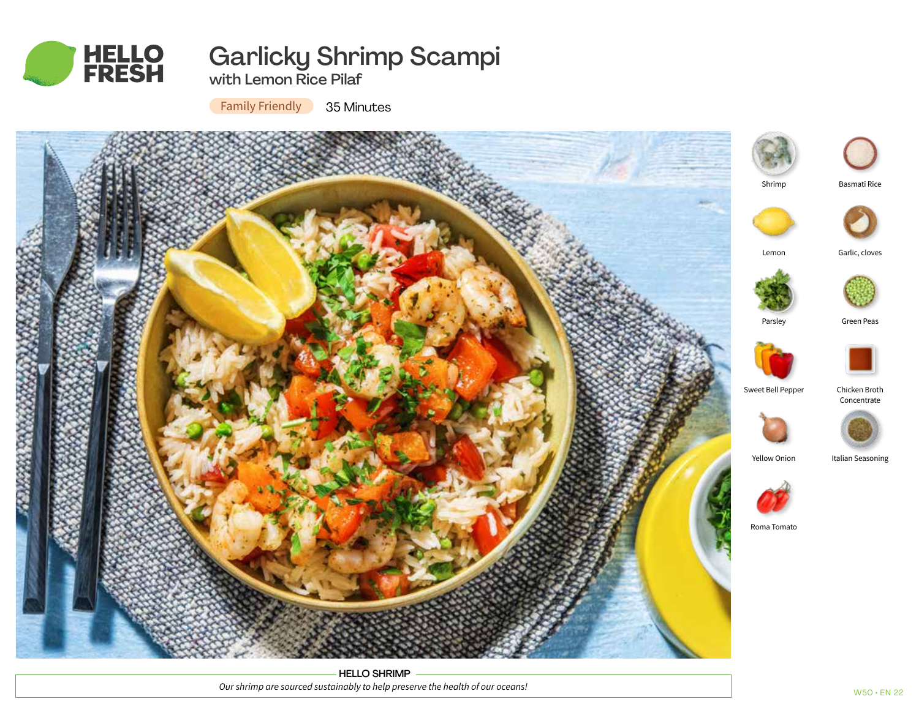# Garlicky Shrimp Scampi

## with Lemon Rice Pilaf

Family Friendly 35 Minutes

- Shrimp
- Basmati Rice
- Lemon
- Garlic, cloves
- Parsley
- Green Peas
- Sweet Bell Pepper
- Chicken Broth Concentrate
- Yellow Onion
- Italian Seasoning
- Roma Tomato

**HELLO SHRIMP**

*Our shrimp are sourced sustainably to help preserve the health of our oceans!*

W50 • EN 22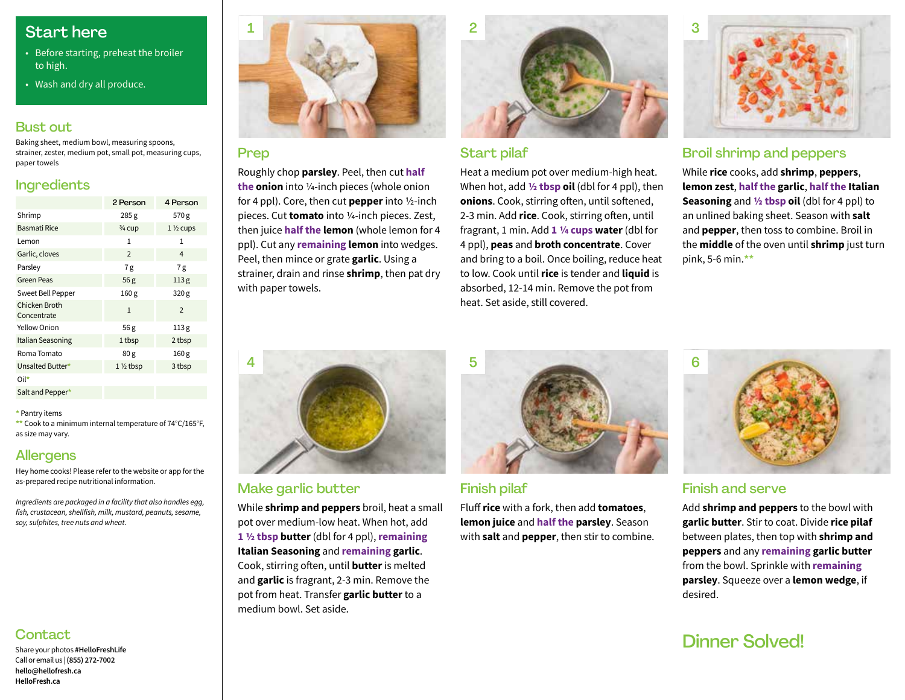## Start here

- Before starting, preheat the broiler to high.
- Wash and dry all produce.

## Bust out

Baking sheet, medium bowl, measuring spoons, strainer, zester, medium pot, small pot, measuring cups, paper towels

## Ingredients

| | 2 Person | 4 Person |
|---|---|---|
| Shrimp | 285 g | 570 g |
| Basmati Rice | ¾ cup | 1 ½ cups |
| Lemon | 1 | 1 |
| Garlic, cloves | 2 | 4 |
| Parsley | 7 g | 7 g |
| Green Peas | 56 g | 113 g |
| Sweet Bell Pepper | 160 g | 320 g |
| Chicken Broth Concentrate | 1 | 2 |
| Yellow Onion | 56 g | 113 g |
| Italian Seasoning | 1 tbsp | 2 tbsp |
| Roma Tomato | 80 g | 160 g |
| Unsalted Butter* | 1 ½ tbsp | 3 tbsp |
| Oil* | | |
| Salt and Pepper* | | |

\* Pantry items

\*\* Cook to a minimum internal temperature of 74°C/165°F, as size may vary.

## Allergens

Hey home cooks! Please refer to the website or app for the as-prepared recipe nutritional information.

*Ingredients are packaged in a facility that also handles egg, fish, crustacean, shellfish, milk, mustard, peanuts, sesame, soy, sulphites, tree nuts and wheat.*

## Contact

Share your photos **#HelloFreshLife**

Call or email us | **(855) 272-7002**

**hello@hellofresh.ca**

**HelloFresh.ca**

### 1 Prep

Roughly chop **parsley**. Peel, then cut **half the onion** into ¼-inch pieces (whole onion for 4 ppl). Core, then cut **pepper** into ½-inch pieces. Cut **tomato** into ¼-inch pieces. Zest, then juice **half the lemon** (whole lemon for 4 ppl). Cut any **remaining lemon** into wedges. Peel, then mince or grate **garlic**. Using a strainer, drain and rinse **shrimp**, then pat dry with paper towels.

### 2 Start pilaf

Heat a medium pot over medium-high heat. When hot, add **½ tbsp oil** (dbl for 4 ppl), then **onions**. Cook, stirring often, until softened, 2-3 min. Add **rice**. Cook, stirring often, until fragrant, 1 min. Add **1 ¼ cups water** (dbl for 4 ppl), **peas** and **broth concentrate**. Cover and bring to a boil. Once boiling, reduce heat to low. Cook until **rice** is tender and **liquid** is absorbed, 12-14 min. Remove the pot from heat. Set aside, still covered.

### 3 Broil shrimp and peppers

While **rice** cooks, add **shrimp**, **peppers**, **lemon zest**, **half the garlic**, **half the Italian Seasoning** and **½ tbsp oil** (dbl for 4 ppl) to an unlined baking sheet. Season with **salt** and **pepper**, then toss to combine. Broil in the **middle** of the oven until **shrimp** just turn pink, 5-6 min.\*\*

### 4 Make garlic butter

While **shrimp and peppers** broil, heat a small pot over medium-low heat. When hot, add **1 ½ tbsp butter** (dbl for 4 ppl), **remaining Italian Seasoning** and **remaining garlic**. Cook, stirring often, until **butter** is melted and **garlic** is fragrant, 2-3 min. Remove the pot from heat. Transfer **garlic butter** to a medium bowl. Set aside.

### 5 Finish pilaf

Fluff **rice** with a fork, then add **tomatoes**, **lemon juice** and **half the parsley**. Season with **salt** and **pepper**, then stir to combine.

### 6 Finish and serve

Add **shrimp and peppers** to the bowl with **garlic butter**. Stir to coat. Divide **rice pilaf** between plates, then top with **shrimp and peppers** and any **remaining garlic butter** from the bowl. Sprinkle with **remaining parsley**. Squeeze over a **lemon wedge**, if desired.

## Dinner Solved!